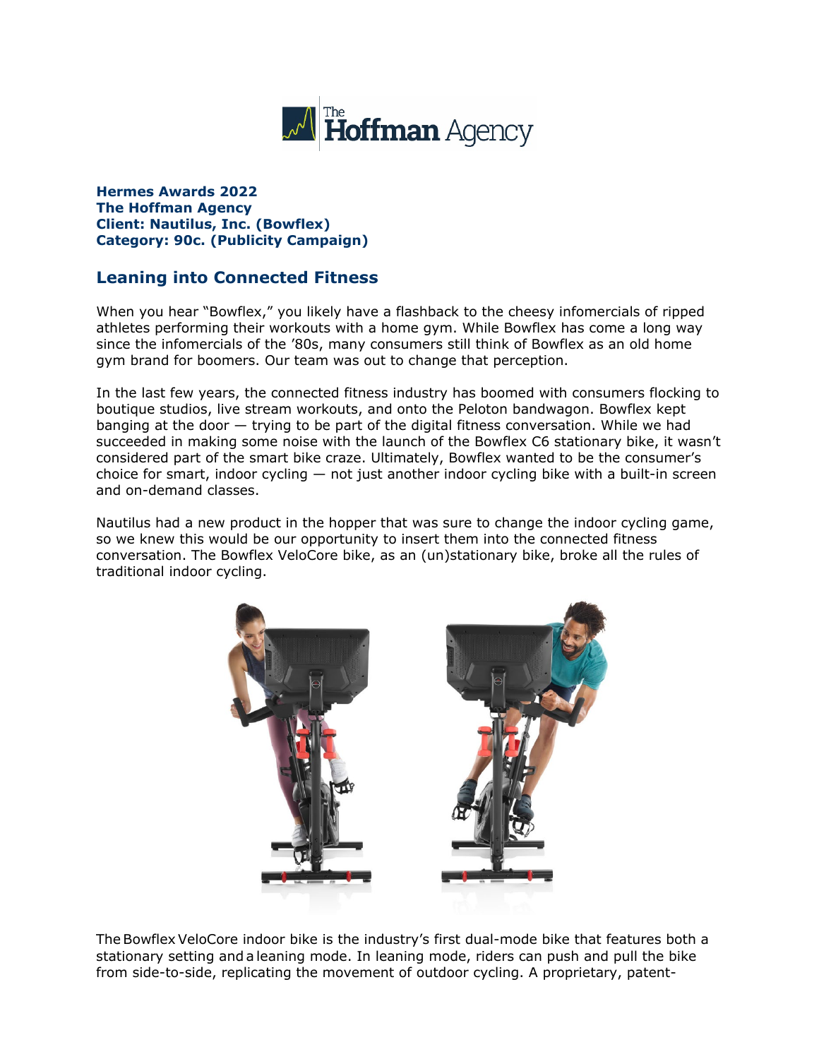**Hermes Awards 2022**
**The Hoffman Agency**
**Client: Nautilus, Inc. (Bowflex)**
**Category: 90c. (Publicity Campaign)**

## Leaning into Connected Fitness

When you hear "Bowflex," you likely have a flashback to the cheesy infomercials of ripped athletes performing their workouts with a home gym. While Bowflex has come a long way since the infomercials of the '80s, many consumers still think of Bowflex as an old home gym brand for boomers. Our team was out to change that perception.

In the last few years, the connected fitness industry has boomed with consumers flocking to boutique studios, live stream workouts, and onto the Peloton bandwagon. Bowflex kept banging at the door — trying to be part of the digital fitness conversation. While we had succeeded in making some noise with the launch of the Bowflex C6 stationary bike, it wasn't considered part of the smart bike craze. Ultimately, Bowflex wanted to be the consumer's choice for smart, indoor cycling — not just another indoor cycling bike with a built-in screen and on-demand classes.

Nautilus had a new product in the hopper that was sure to change the indoor cycling game, so we knew this would be our opportunity to insert them into the connected fitness conversation. The Bowflex VeloCore bike, as an (un)stationary bike, broke all the rules of traditional indoor cycling.

The Bowflex VeloCore indoor bike is the industry's first dual-mode bike that features both a stationary setting and a leaning mode. In leaning mode, riders can push and pull the bike from side-to-side, replicating the movement of outdoor cycling. A proprietary, patent-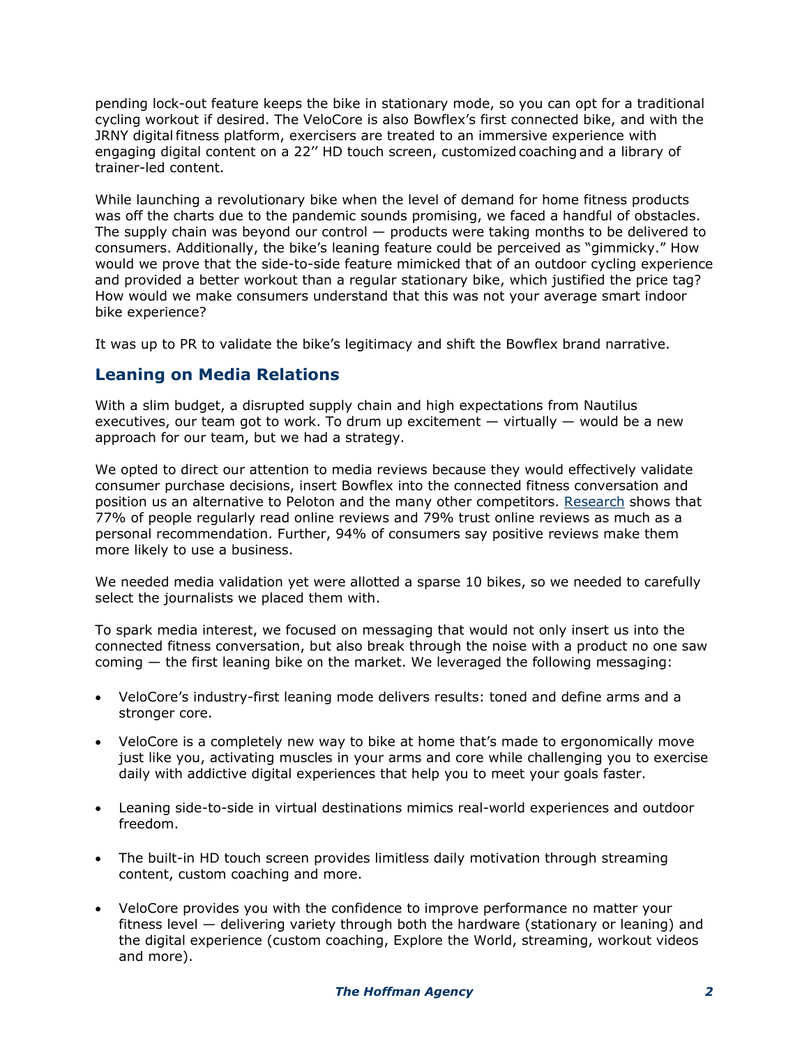pending lock-out feature keeps the bike in stationary mode, so you can opt for a traditional cycling workout if desired. The VeloCore is also Bowflex's first connected bike, and with the JRNY digital fitness platform, exercisers are treated to an immersive experience with engaging digital content on a 22'' HD touch screen, customized coaching and a library of trainer-led content.

While launching a revolutionary bike when the level of demand for home fitness products was off the charts due to the pandemic sounds promising, we faced a handful of obstacles. The supply chain was beyond our control — products were taking months to be delivered to consumers. Additionally, the bike's leaning feature could be perceived as "gimmicky." How would we prove that the side-to-side feature mimicked that of an outdoor cycling experience and provided a better workout than a regular stationary bike, which justified the price tag? How would we make consumers understand that this was not your average smart indoor bike experience?

It was up to PR to validate the bike's legitimacy and shift the Bowflex brand narrative.

## Leaning on Media Relations

With a slim budget, a disrupted supply chain and high expectations from Nautilus executives, our team got to work. To drum up excitement — virtually — would be a new approach for our team, but we had a strategy.

We opted to direct our attention to media reviews because they would effectively validate consumer purchase decisions, insert Bowflex into the connected fitness conversation and position us an alternative to Peloton and the many other competitors. Research shows that 77% of people regularly read online reviews and 79% trust online reviews as much as a personal recommendation. Further, 94% of consumers say positive reviews make them more likely to use a business.

We needed media validation yet were allotted a sparse 10 bikes, so we needed to carefully select the journalists we placed them with.

To spark media interest, we focused on messaging that would not only insert us into the connected fitness conversation, but also break through the noise with a product no one saw coming — the first leaning bike on the market. We leveraged the following messaging:

- VeloCore's industry-first leaning mode delivers results: toned and define arms and a stronger core.
- VeloCore is a completely new way to bike at home that's made to ergonomically move just like you, activating muscles in your arms and core while challenging you to exercise daily with addictive digital experiences that help you to meet your goals faster.
- Leaning side-to-side in virtual destinations mimics real-world experiences and outdoor freedom.
- The built-in HD touch screen provides limitless daily motivation through streaming content, custom coaching and more.
- VeloCore provides you with the confidence to improve performance no matter your fitness level — delivering variety through both the hardware (stationary or leaning) and the digital experience (custom coaching, Explore the World, streaming, workout videos and more).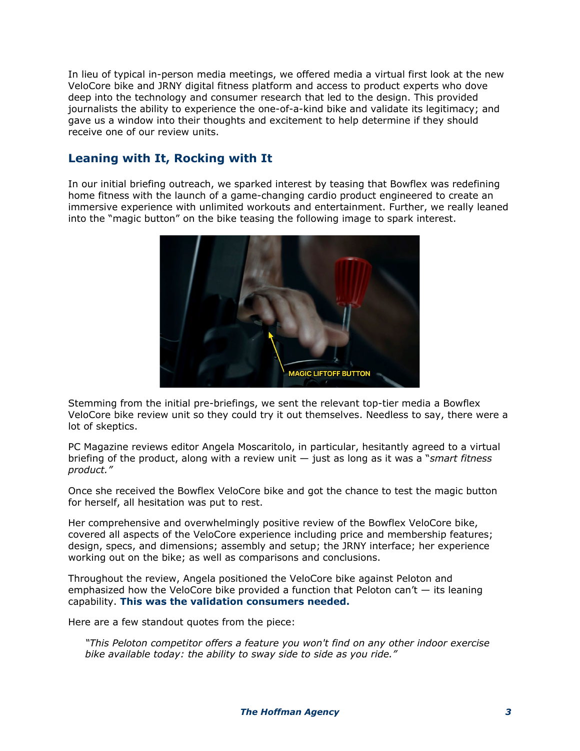In lieu of typical in-person media meetings, we offered media a virtual first look at the new VeloCore bike and JRNY digital fitness platform and access to product experts who dove deep into the technology and consumer research that led to the design. This provided journalists the ability to experience the one-of-a-kind bike and validate its legitimacy; and gave us a window into their thoughts and excitement to help determine if they should receive one of our review units.

## Leaning with It, Rocking with It

In our initial briefing outreach, we sparked interest by teasing that Bowflex was redefining home fitness with the launch of a game-changing cardio product engineered to create an immersive experience with unlimited workouts and entertainment. Further, we really leaned into the "magic button" on the bike teasing the following image to spark interest.

Stemming from the initial pre-briefings, we sent the relevant top-tier media a Bowflex VeloCore bike review unit so they could try it out themselves. Needless to say, there were a lot of skeptics.

PC Magazine reviews editor Angela Moscaritolo, in particular, hesitantly agreed to a virtual briefing of the product, along with a review unit — just as long as it was a "*smart fitness product.*"

Once she received the Bowflex VeloCore bike and got the chance to test the magic button for herself, all hesitation was put to rest.

Her comprehensive and overwhelmingly positive review of the Bowflex VeloCore bike, covered all aspects of the VeloCore experience including price and membership features; design, specs, and dimensions; assembly and setup; the JRNY interface; her experience working out on the bike; as well as comparisons and conclusions.

Throughout the review, Angela positioned the VeloCore bike against Peloton and emphasized how the VeloCore bike provided a function that Peloton can't — its leaning capability. **This was the validation consumers needed.**

Here are a few standout quotes from the piece:

> *"This Peloton competitor offers a feature you won't find on any other indoor exercise bike available today: the ability to sway side to side as you ride."*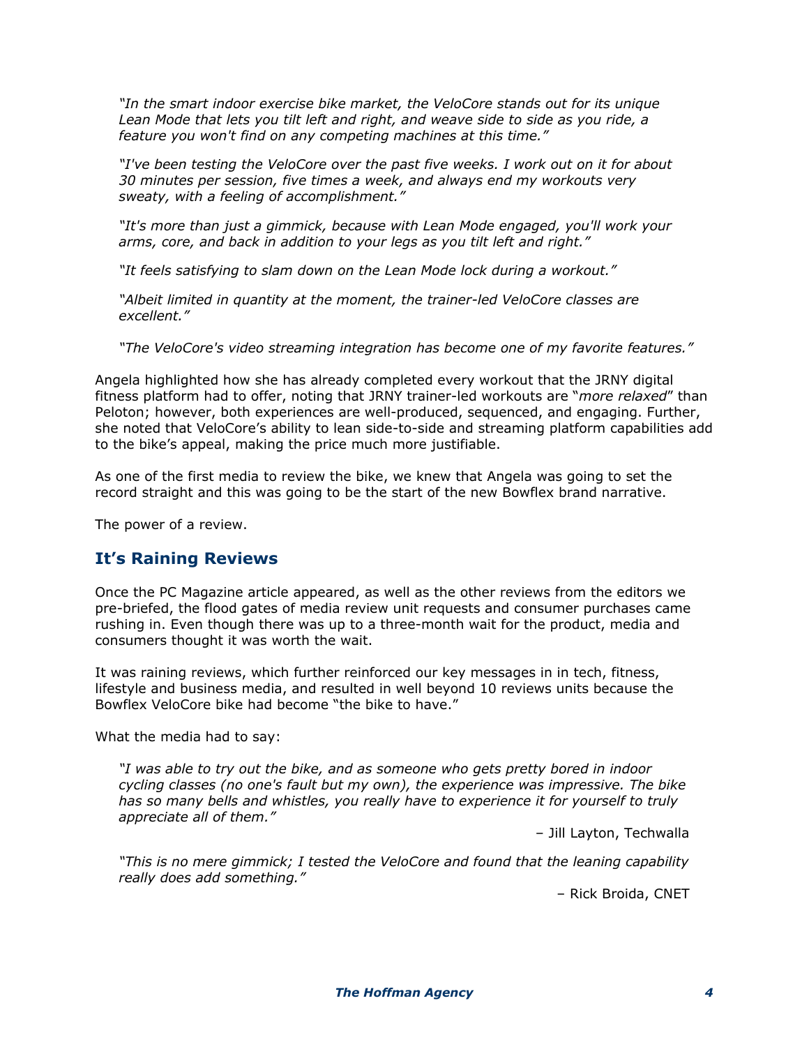> *"In the smart indoor exercise bike market, the VeloCore stands out for its unique Lean Mode that lets you tilt left and right, and weave side to side as you ride, a feature you won't find on any competing machines at this time."*
>
> *"I've been testing the VeloCore over the past five weeks. I work out on it for about 30 minutes per session, five times a week, and always end my workouts very sweaty, with a feeling of accomplishment."*
>
> *"It's more than just a gimmick, because with Lean Mode engaged, you'll work your arms, core, and back in addition to your legs as you tilt left and right."*
>
> *"It feels satisfying to slam down on the Lean Mode lock during a workout."*
>
> *"Albeit limited in quantity at the moment, the trainer-led VeloCore classes are excellent."*
>
> *"The VeloCore's video streaming integration has become one of my favorite features."*

Angela highlighted how she has already completed every workout that the JRNY digital fitness platform had to offer, noting that JRNY trainer-led workouts are "*more relaxed*" than Peloton; however, both experiences are well-produced, sequenced, and engaging. Further, she noted that VeloCore's ability to lean side-to-side and streaming platform capabilities add to the bike's appeal, making the price much more justifiable.

As one of the first media to review the bike, we knew that Angela was going to set the record straight and this was going to be the start of the new Bowflex brand narrative.

The power of a review.

## It's Raining Reviews

Once the PC Magazine article appeared, as well as the other reviews from the editors we pre-briefed, the flood gates of media review unit requests and consumer purchases came rushing in. Even though there was up to a three-month wait for the product, media and consumers thought it was worth the wait.

It was raining reviews, which further reinforced our key messages in in tech, fitness, lifestyle and business media, and resulted in well beyond 10 reviews units because the Bowflex VeloCore bike had become "the bike to have."

What the media had to say:

> *"I was able to try out the bike, and as someone who gets pretty bored in indoor cycling classes (no one's fault but my own), the experience was impressive. The bike has so many bells and whistles, you really have to experience it for yourself to truly appreciate all of them."*
>
> – Jill Layton, Techwalla

> *"This is no mere gimmick; I tested the VeloCore and found that the leaning capability really does add something."*
>
> – Rick Broida, CNET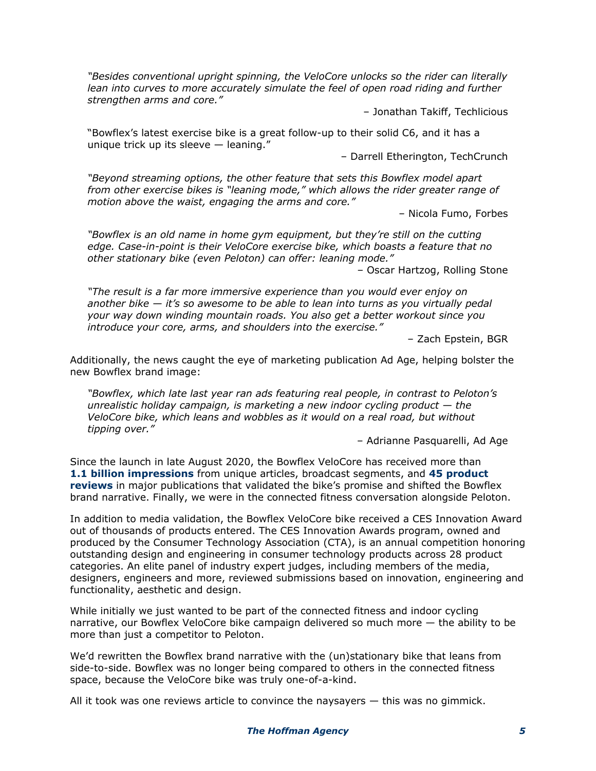> *"Besides conventional upright spinning, the VeloCore unlocks so the rider can literally lean into curves to more accurately simulate the feel of open road riding and further strengthen arms and core."*
>
> – Jonathan Takiff, Techlicious

> "Bowflex's latest exercise bike is a great follow-up to their solid C6, and it has a unique trick up its sleeve — leaning."
>
> – Darrell Etherington, TechCrunch

> *"Beyond streaming options, the other feature that sets this Bowflex model apart from other exercise bikes is "leaning mode," which allows the rider greater range of motion above the waist, engaging the arms and core."*
>
> – Nicola Fumo, Forbes

> *"Bowflex is an old name in home gym equipment, but they're still on the cutting edge. Case-in-point is their VeloCore exercise bike, which boasts a feature that no other stationary bike (even Peloton) can offer: leaning mode."*
>
> – Oscar Hartzog, Rolling Stone

> *"The result is a far more immersive experience than you would ever enjoy on another bike — it's so awesome to be able to lean into turns as you virtually pedal your way down winding mountain roads. You also get a better workout since you introduce your core, arms, and shoulders into the exercise."*
>
> – Zach Epstein, BGR

Additionally, the news caught the eye of marketing publication Ad Age, helping bolster the new Bowflex brand image:

> *"Bowflex, which late last year ran ads featuring real people, in contrast to Peloton's unrealistic holiday campaign, is marketing a new indoor cycling product — the VeloCore bike, which leans and wobbles as it would on a real road, but without tipping over."*
>
> – Adrianne Pasquarelli, Ad Age

Since the launch in late August 2020, the Bowflex VeloCore has received more than **1.1 billion impressions** from unique articles, broadcast segments, and **45 product reviews** in major publications that validated the bike's promise and shifted the Bowflex brand narrative. Finally, we were in the connected fitness conversation alongside Peloton.

In addition to media validation, the Bowflex VeloCore bike received a CES Innovation Award out of thousands of products entered. The CES Innovation Awards program, owned and produced by the Consumer Technology Association (CTA), is an annual competition honoring outstanding design and engineering in consumer technology products across 28 product categories. An elite panel of industry expert judges, including members of the media, designers, engineers and more, reviewed submissions based on innovation, engineering and functionality, aesthetic and design.

While initially we just wanted to be part of the connected fitness and indoor cycling narrative, our Bowflex VeloCore bike campaign delivered so much more — the ability to be more than just a competitor to Peloton.

We'd rewritten the Bowflex brand narrative with the (un)stationary bike that leans from side-to-side. Bowflex was no longer being compared to others in the connected fitness space, because the VeloCore bike was truly one-of-a-kind.

All it took was one reviews article to convince the naysayers — this was no gimmick.